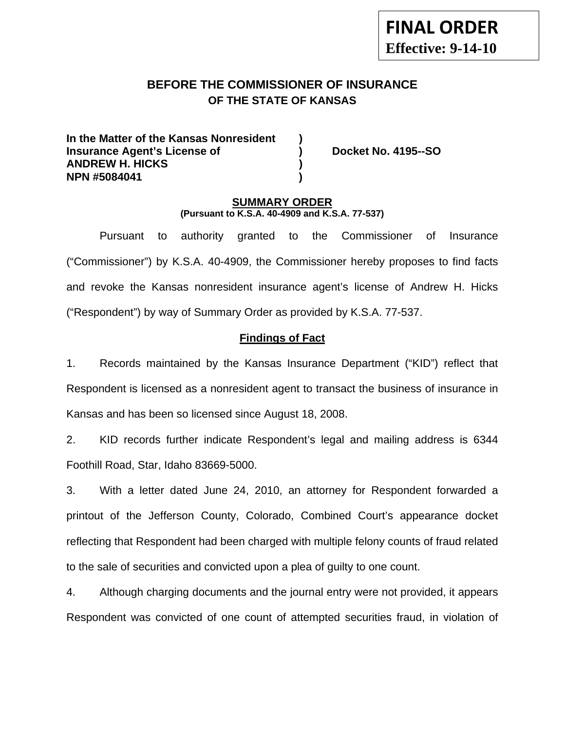**FINAL ORDER**
**Effective: 9-14-10**

## BEFORE THE COMMISSIONER OF INSURANCE
## OF THE STATE OF KANSAS

| | | |
|---|---|---|
| **In the Matter of the Kansas Nonresident** | **)** | |
| **Insurance Agent's License of** | **)** | **Docket No. 4195--SO** |
| **ANDREW H. HICKS** | **)** | |
| **NPN #5084041** | **)** | |

### SUMMARY ORDER
**(Pursuant to K.S.A. 40-4909 and K.S.A. 77-537)**

Pursuant to authority granted to the Commissioner of Insurance ("Commissioner") by K.S.A. 40-4909, the Commissioner hereby proposes to find facts and revoke the Kansas nonresident insurance agent's license of Andrew H. Hicks ("Respondent") by way of Summary Order as provided by K.S.A. 77-537.

### Findings of Fact

1. Records maintained by the Kansas Insurance Department ("KID") reflect that Respondent is licensed as a nonresident agent to transact the business of insurance in Kansas and has been so licensed since August 18, 2008.

2. KID records further indicate Respondent's legal and mailing address is 6344 Foothill Road, Star, Idaho 83669-5000.

3. With a letter dated June 24, 2010, an attorney for Respondent forwarded a printout of the Jefferson County, Colorado, Combined Court's appearance docket reflecting that Respondent had been charged with multiple felony counts of fraud related to the sale of securities and convicted upon a plea of guilty to one count.

4. Although charging documents and the journal entry were not provided, it appears Respondent was convicted of one count of attempted securities fraud, in violation of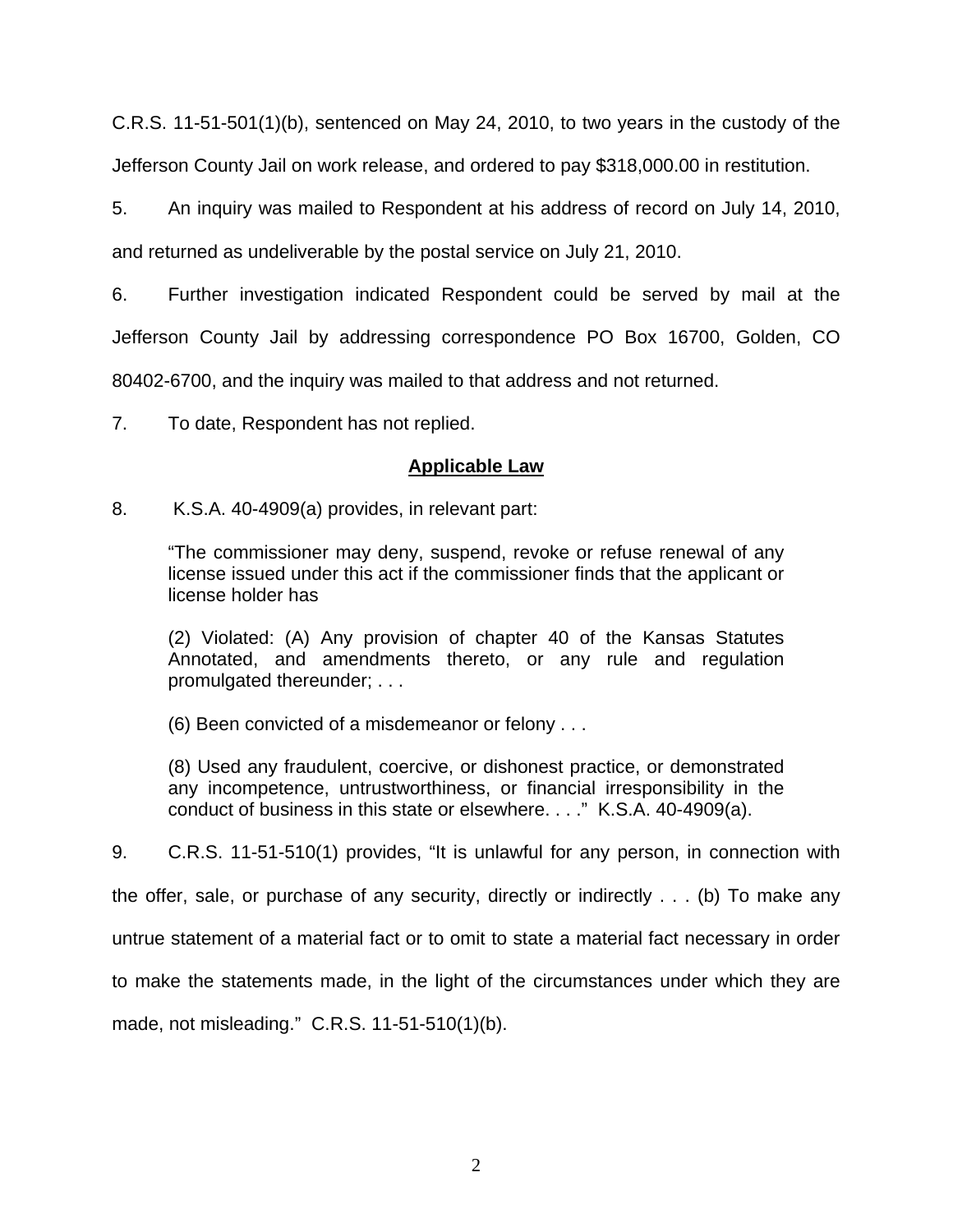C.R.S. 11-51-501(1)(b), sentenced on May 24, 2010, to two years in the custody of the Jefferson County Jail on work release, and ordered to pay $318,000.00 in restitution.

5. An inquiry was mailed to Respondent at his address of record on July 14, 2010, and returned as undeliverable by the postal service on July 21, 2010.

6. Further investigation indicated Respondent could be served by mail at the Jefferson County Jail by addressing correspondence PO Box 16700, Golden, CO 80402-6700, and the inquiry was mailed to that address and not returned.

7. To date, Respondent has not replied.

## Applicable Law

8. K.S.A. 40-4909(a) provides, in relevant part:

> "The commissioner may deny, suspend, revoke or refuse renewal of any license issued under this act if the commissioner finds that the applicant or license holder has
>
> (2) Violated: (A) Any provision of chapter 40 of the Kansas Statutes Annotated, and amendments thereto, or any rule and regulation promulgated thereunder; . . .
>
> (6) Been convicted of a misdemeanor or felony . . .
>
> (8) Used any fraudulent, coercive, or dishonest practice, or demonstrated any incompetence, untrustworthiness, or financial irresponsibility in the conduct of business in this state or elsewhere. . . ." K.S.A. 40-4909(a).

9. C.R.S. 11-51-510(1) provides, "It is unlawful for any person, in connection with the offer, sale, or purchase of any security, directly or indirectly . . . (b) To make any untrue statement of a material fact or to omit to state a material fact necessary in order to make the statements made, in the light of the circumstances under which they are made, not misleading." C.R.S. 11-51-510(1)(b).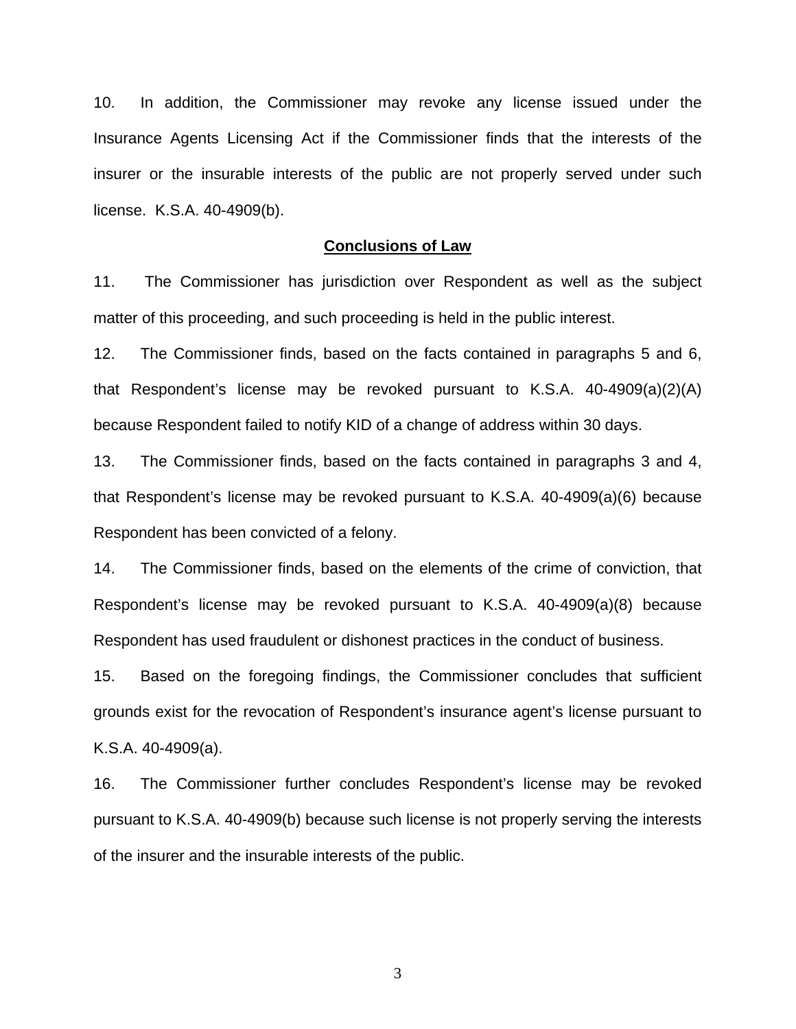10. In addition, the Commissioner may revoke any license issued under the Insurance Agents Licensing Act if the Commissioner finds that the interests of the insurer or the insurable interests of the public are not properly served under such license. K.S.A. 40-4909(b).

## **Conclusions of Law**

11. The Commissioner has jurisdiction over Respondent as well as the subject matter of this proceeding, and such proceeding is held in the public interest.

12. The Commissioner finds, based on the facts contained in paragraphs 5 and 6, that Respondent's license may be revoked pursuant to K.S.A. 40-4909(a)(2)(A) because Respondent failed to notify KID of a change of address within 30 days.

13. The Commissioner finds, based on the facts contained in paragraphs 3 and 4, that Respondent's license may be revoked pursuant to K.S.A. 40-4909(a)(6) because Respondent has been convicted of a felony.

14. The Commissioner finds, based on the elements of the crime of conviction, that Respondent's license may be revoked pursuant to K.S.A. 40-4909(a)(8) because Respondent has used fraudulent or dishonest practices in the conduct of business.

15. Based on the foregoing findings, the Commissioner concludes that sufficient grounds exist for the revocation of Respondent's insurance agent's license pursuant to K.S.A. 40-4909(a).

16. The Commissioner further concludes Respondent's license may be revoked pursuant to K.S.A. 40-4909(b) because such license is not properly serving the interests of the insurer and the insurable interests of the public.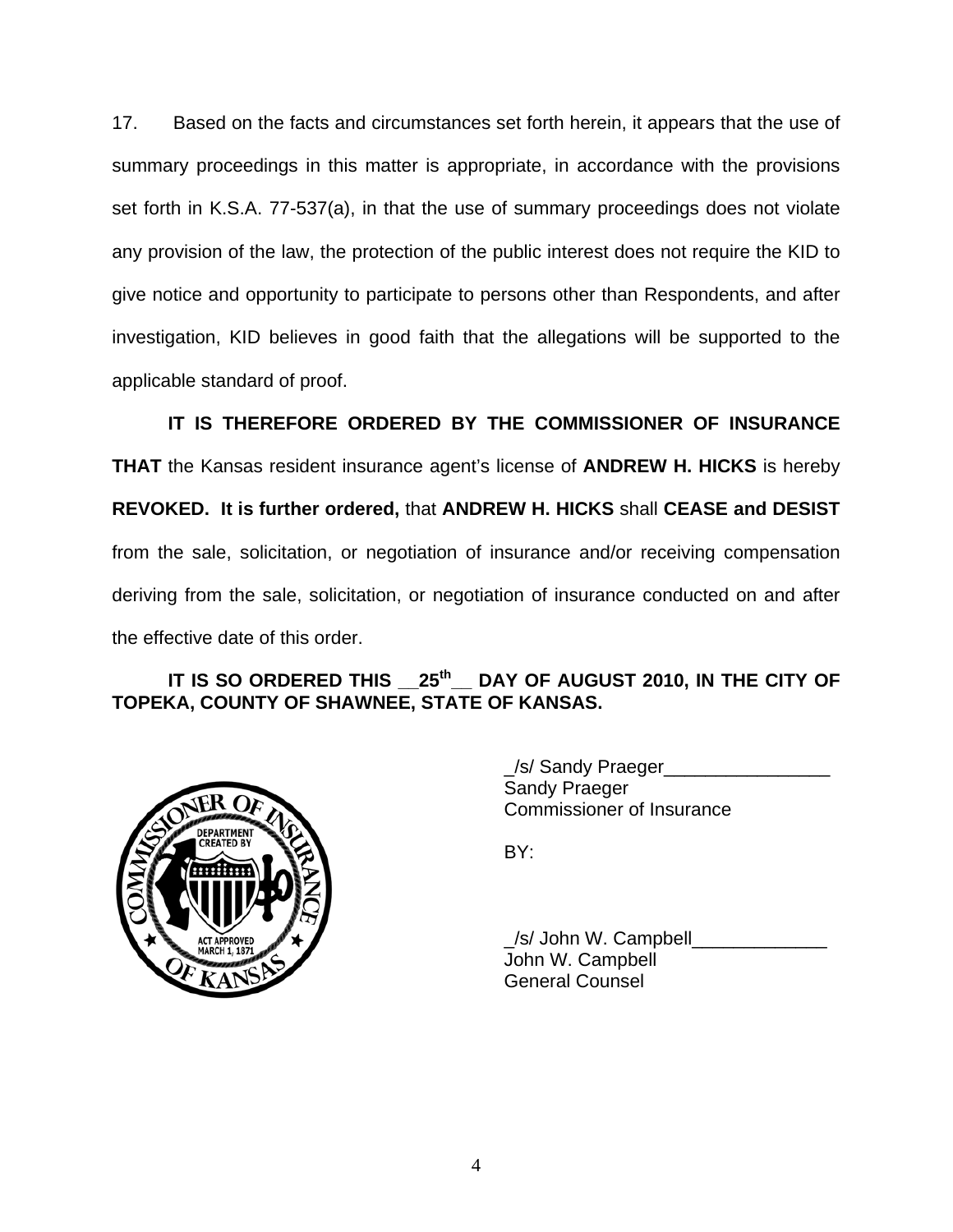17. Based on the facts and circumstances set forth herein, it appears that the use of summary proceedings in this matter is appropriate, in accordance with the provisions set forth in K.S.A. 77-537(a), in that the use of summary proceedings does not violate any provision of the law, the protection of the public interest does not require the KID to give notice and opportunity to participate to persons other than Respondents, and after investigation, KID believes in good faith that the allegations will be supported to the applicable standard of proof.

**IT IS THEREFORE ORDERED BY THE COMMISSIONER OF INSURANCE THAT** the Kansas resident insurance agent's license of **ANDREW H. HICKS** is hereby **REVOKED. It is further ordered,** that **ANDREW H. HICKS** shall **CEASE and DESIST** from the sale, solicitation, or negotiation of insurance and/or receiving compensation deriving from the sale, solicitation, or negotiation of insurance conducted on and after the effective date of this order.

**IT IS SO ORDERED THIS __25th__ DAY OF AUGUST 2010, IN THE CITY OF TOPEKA, COUNTY OF SHAWNEE, STATE OF KANSAS.**

_/s/ Sandy Praeger________________
Sandy Praeger
Commissioner of Insurance

BY:

_/s/ John W. Campbell_____________
John W. Campbell
General Counsel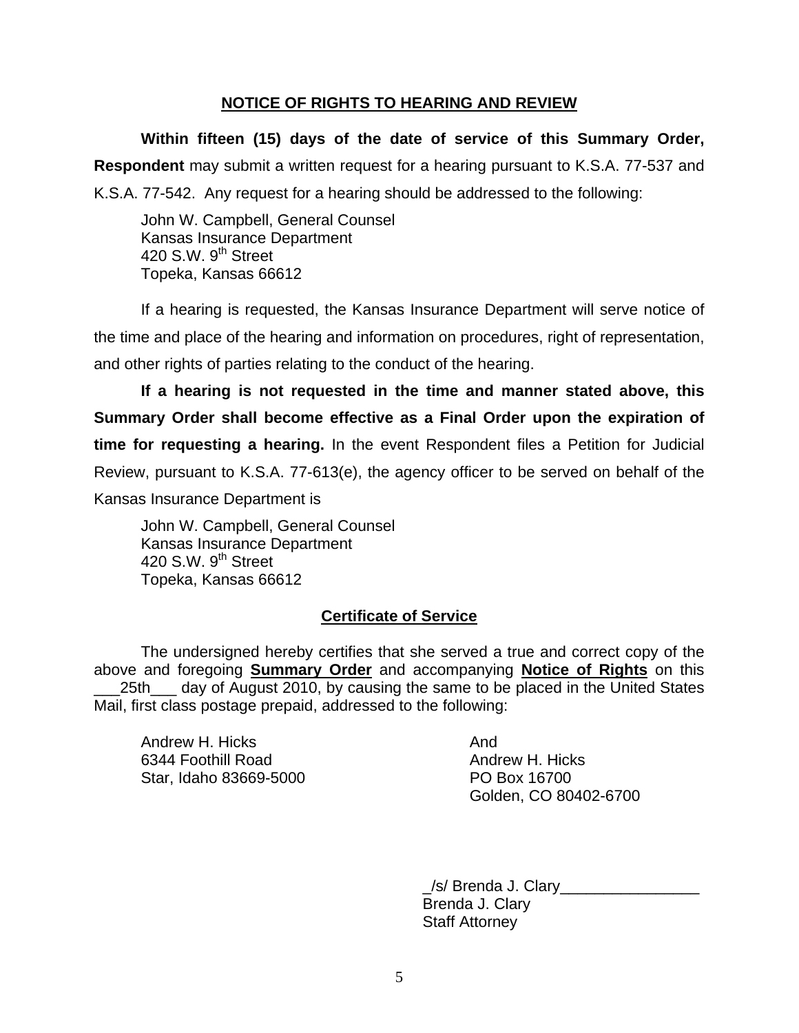## NOTICE OF RIGHTS TO HEARING AND REVIEW

**Within fifteen (15) days of the date of service of this Summary Order, Respondent** may submit a written request for a hearing pursuant to K.S.A. 77-537 and K.S.A. 77-542. Any request for a hearing should be addressed to the following:

John W. Campbell, General Counsel
Kansas Insurance Department
420 S.W. 9th Street
Topeka, Kansas 66612

If a hearing is requested, the Kansas Insurance Department will serve notice of the time and place of the hearing and information on procedures, right of representation, and other rights of parties relating to the conduct of the hearing.

**If a hearing is not requested in the time and manner stated above, this Summary Order shall become effective as a Final Order upon the expiration of time for requesting a hearing.** In the event Respondent files a Petition for Judicial Review, pursuant to K.S.A. 77-613(e), the agency officer to be served on behalf of the Kansas Insurance Department is

John W. Campbell, General Counsel
Kansas Insurance Department
420 S.W. 9th Street
Topeka, Kansas 66612

## Certificate of Service

The undersigned hereby certifies that she served a true and correct copy of the above and foregoing **Summary Order** and accompanying **Notice of Rights** on this ___25th___ day of August 2010, by causing the same to be placed in the United States Mail, first class postage prepaid, addressed to the following:

Andrew H. Hicks
6344 Foothill Road
Star, Idaho 83669-5000

And
Andrew H. Hicks
PO Box 16700
Golden, CO 80402-6700

_/s/ Brenda J. Clary________________
Brenda J. Clary
Staff Attorney